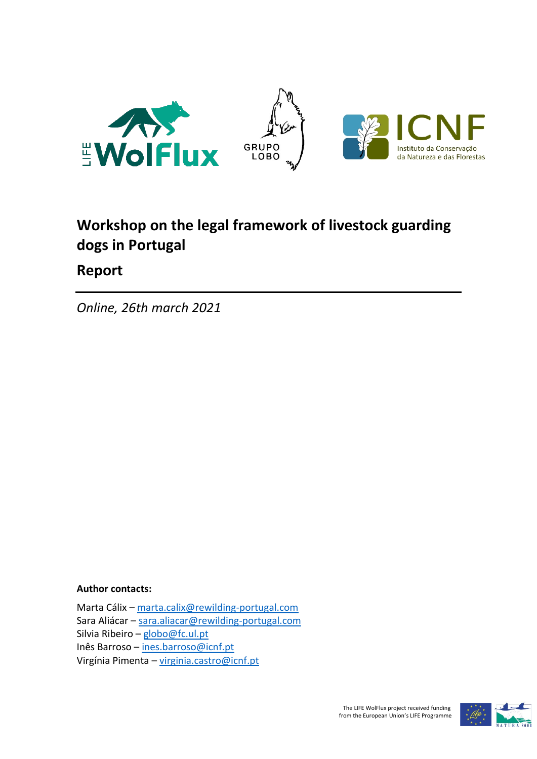# Workshop on the legal framework of livestock guarding dogs in Portugal

## Report

*Online, 26th march 2021*

**Author contacts:**

Marta Cálix – marta.calix@rewilding-portugal.com
Sara Aliácar – sara.aliacar@rewilding-portugal.com
Silvia Ribeiro – globo@fc.ul.pt
Inês Barroso – ines.barroso@icnf.pt
Virgínia Pimenta – virginia.castro@icnf.pt

The LIFE WolFlux project received funding from the European Union's LIFE Programme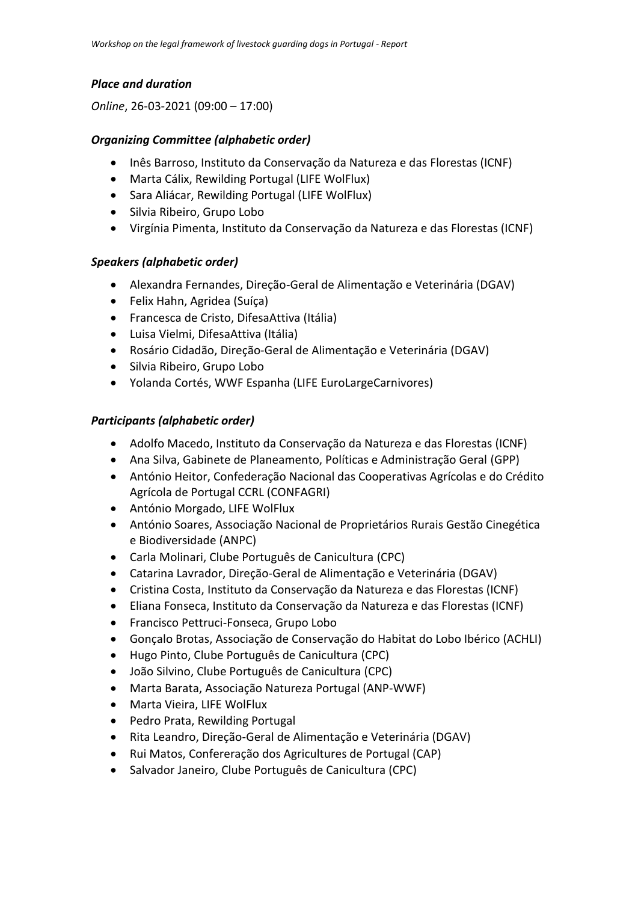### *Place and duration*

*Online*, 26-03-2021 (09:00 – 17:00)

### *Organizing Committee (alphabetic order)*

- Inês Barroso, Instituto da Conservação da Natureza e das Florestas (ICNF)
- Marta Cálix, Rewilding Portugal (LIFE WolFlux)
- Sara Aliácar, Rewilding Portugal (LIFE WolFlux)
- Silvia Ribeiro, Grupo Lobo
- Virgínia Pimenta, Instituto da Conservação da Natureza e das Florestas (ICNF)

### *Speakers (alphabetic order)*

- Alexandra Fernandes, Direção-Geral de Alimentação e Veterinária (DGAV)
- Felix Hahn, Agridea (Suíça)
- Francesca de Cristo, DifesaAttiva (Itália)
- Luisa Vielmi, DifesaAttiva (Itália)
- Rosário Cidadão, Direção-Geral de Alimentação e Veterinária (DGAV)
- Silvia Ribeiro, Grupo Lobo
- Yolanda Cortés, WWF Espanha (LIFE EuroLargeCarnivores)

### *Participants (alphabetic order)*

- Adolfo Macedo, Instituto da Conservação da Natureza e das Florestas (ICNF)
- Ana Silva, Gabinete de Planeamento, Políticas e Administração Geral (GPP)
- António Heitor, Confederação Nacional das Cooperativas Agrícolas e do Crédito Agrícola de Portugal CCRL (CONFAGRI)
- António Morgado, LIFE WolFlux
- António Soares, Associação Nacional de Proprietários Rurais Gestão Cinegética e Biodiversidade (ANPC)
- Carla Molinari, Clube Português de Canicultura (CPC)
- Catarina Lavrador, Direção-Geral de Alimentação e Veterinária (DGAV)
- Cristina Costa, Instituto da Conservação da Natureza e das Florestas (ICNF)
- Eliana Fonseca, Instituto da Conservação da Natureza e das Florestas (ICNF)
- Francisco Pettruci-Fonseca, Grupo Lobo
- Gonçalo Brotas, Associação de Conservação do Habitat do Lobo Ibérico (ACHLI)
- Hugo Pinto, Clube Português de Canicultura (CPC)
- João Silvino, Clube Português de Canicultura (CPC)
- Marta Barata, Associação Natureza Portugal (ANP-WWF)
- Marta Vieira, LIFE WolFlux
- Pedro Prata, Rewilding Portugal
- Rita Leandro, Direção-Geral de Alimentação e Veterinária (DGAV)
- Rui Matos, Confereração dos Agricultures de Portugal (CAP)
- Salvador Janeiro, Clube Português de Canicultura (CPC)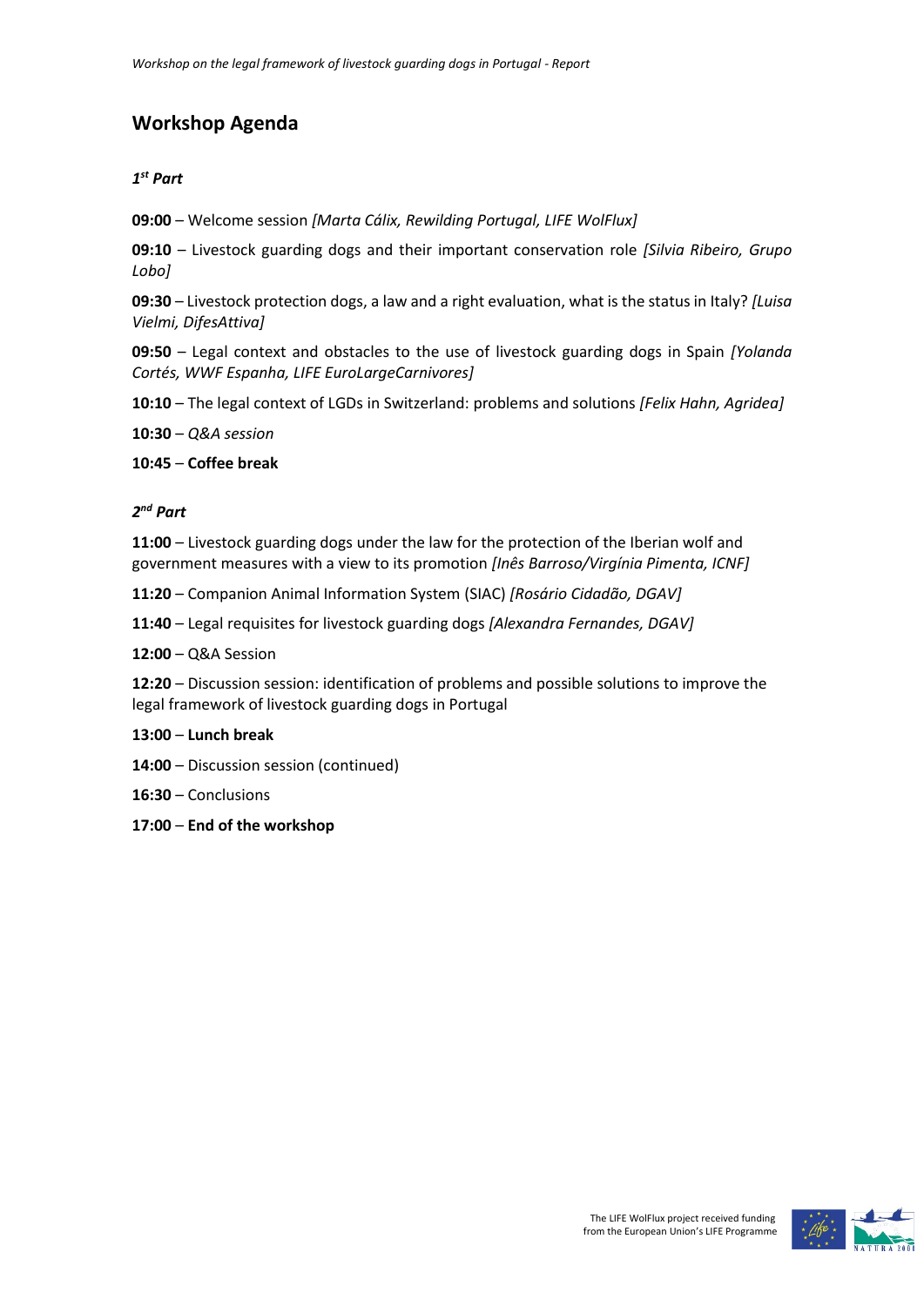## Workshop Agenda

### *1st Part*

**09:00** – Welcome session *[Marta Cálix, Rewilding Portugal, LIFE WolFlux]*

**09:10** – Livestock guarding dogs and their important conservation role *[Silvia Ribeiro, Grupo Lobo]*

**09:30** – Livestock protection dogs, a law and a right evaluation, what is the status in Italy? *[Luisa Vielmi, DifesAttiva]*

**09:50** – Legal context and obstacles to the use of livestock guarding dogs in Spain *[Yolanda Cortés, WWF Espanha, LIFE EuroLargeCarnivores]*

**10:10** – The legal context of LGDs in Switzerland: problems and solutions *[Felix Hahn, Agridea]*

**10:30** – *Q&A session*

**10:45** – **Coffee break**

### *2nd Part*

**11:00** – Livestock guarding dogs under the law for the protection of the Iberian wolf and government measures with a view to its promotion *[Inês Barroso/Virgínia Pimenta, ICNF]*

**11:20** – Companion Animal Information System (SIAC) *[Rosário Cidadão, DGAV]*

**11:40** – Legal requisites for livestock guarding dogs *[Alexandra Fernandes, DGAV]*

**12:00** – Q&A Session

**12:20** – Discussion session: identification of problems and possible solutions to improve the legal framework of livestock guarding dogs in Portugal

**13:00** – **Lunch break**

**14:00** – Discussion session (continued)

**16:30** – Conclusions

**17:00** – **End of the workshop**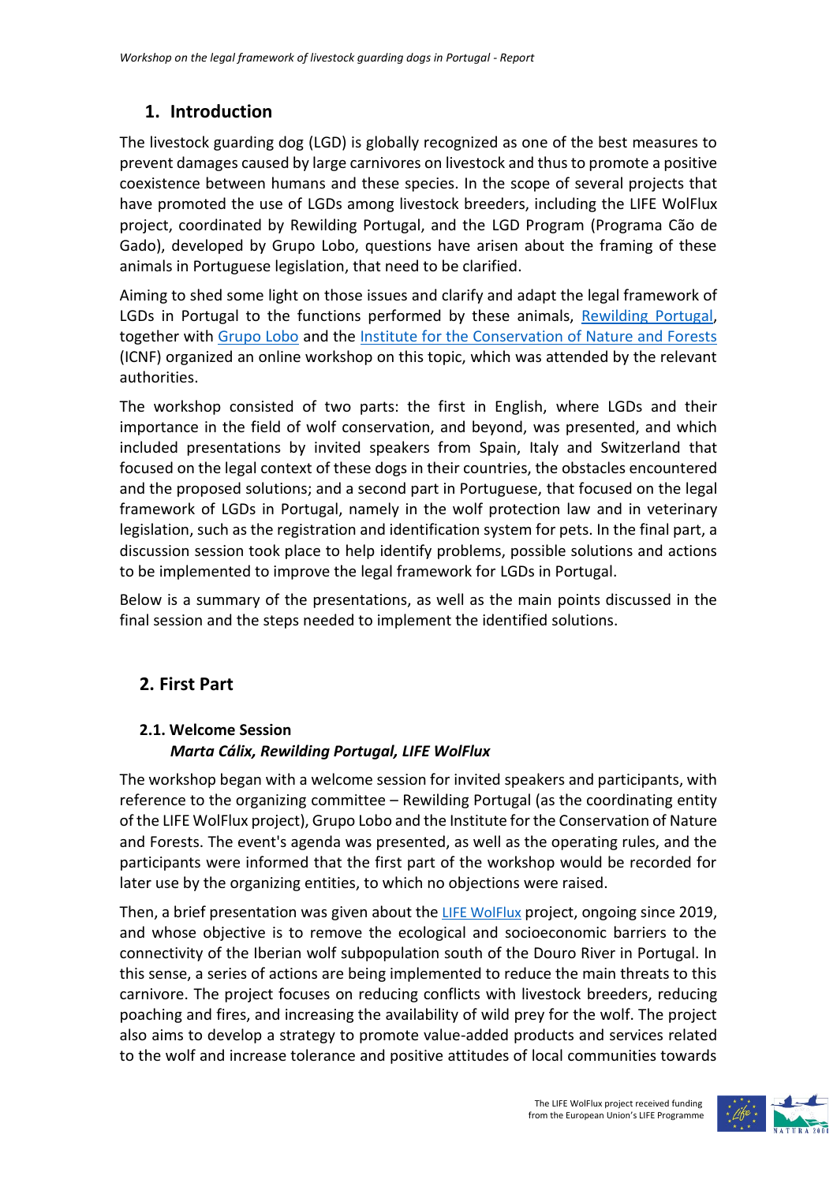## 1. Introduction

The livestock guarding dog (LGD) is globally recognized as one of the best measures to prevent damages caused by large carnivores on livestock and thus to promote a positive coexistence between humans and these species. In the scope of several projects that have promoted the use of LGDs among livestock breeders, including the LIFE WolFlux project, coordinated by Rewilding Portugal, and the LGD Program (Programa Cão de Gado), developed by Grupo Lobo, questions have arisen about the framing of these animals in Portuguese legislation, that need to be clarified.

Aiming to shed some light on those issues and clarify and adapt the legal framework of LGDs in Portugal to the functions performed by these animals, Rewilding Portugal, together with Grupo Lobo and the Institute for the Conservation of Nature and Forests (ICNF) organized an online workshop on this topic, which was attended by the relevant authorities.

The workshop consisted of two parts: the first in English, where LGDs and their importance in the field of wolf conservation, and beyond, was presented, and which included presentations by invited speakers from Spain, Italy and Switzerland that focused on the legal context of these dogs in their countries, the obstacles encountered and the proposed solutions; and a second part in Portuguese, that focused on the legal framework of LGDs in Portugal, namely in the wolf protection law and in veterinary legislation, such as the registration and identification system for pets. In the final part, a discussion session took place to help identify problems, possible solutions and actions to be implemented to improve the legal framework for LGDs in Portugal.

Below is a summary of the presentations, as well as the main points discussed in the final session and the steps needed to implement the identified solutions.

## 2. First Part

### 2.1. Welcome Session

*Marta Cálix, Rewilding Portugal, LIFE WolFlux*

The workshop began with a welcome session for invited speakers and participants, with reference to the organizing committee – Rewilding Portugal (as the coordinating entity of the LIFE WolFlux project), Grupo Lobo and the Institute for the Conservation of Nature and Forests. The event's agenda was presented, as well as the operating rules, and the participants were informed that the first part of the workshop would be recorded for later use by the organizing entities, to which no objections were raised.

Then, a brief presentation was given about the LIFE WolFlux project, ongoing since 2019, and whose objective is to remove the ecological and socioeconomic barriers to the connectivity of the Iberian wolf subpopulation south of the Douro River in Portugal. In this sense, a series of actions are being implemented to reduce the main threats to this carnivore. The project focuses on reducing conflicts with livestock breeders, reducing poaching and fires, and increasing the availability of wild prey for the wolf. The project also aims to develop a strategy to promote value-added products and services related to the wolf and increase tolerance and positive attitudes of local communities towards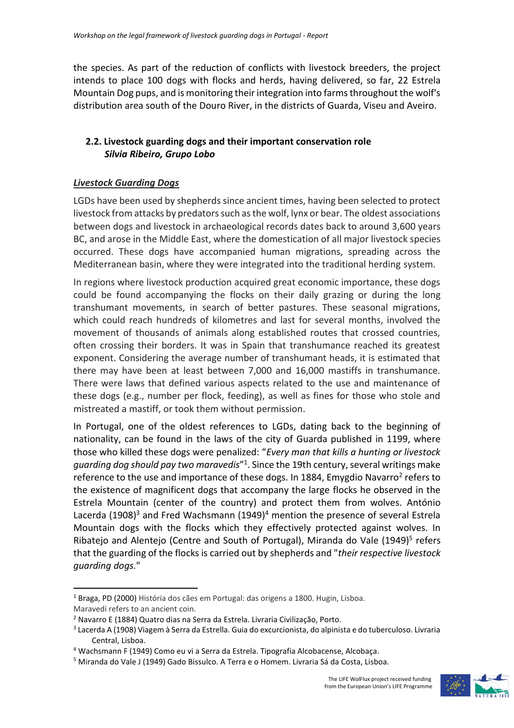the species. As part of the reduction of conflicts with livestock breeders, the project intends to place 100 dogs with flocks and herds, having delivered, so far, 22 Estrela Mountain Dog pups, and is monitoring their integration into farms throughout the wolf's distribution area south of the Douro River, in the districts of Guarda, Viseu and Aveiro.

### 2.2. Livestock guarding dogs and their important conservation role

***Silvia Ribeiro, Grupo Lobo***

***<u>Livestock Guarding Dogs</u>***

LGDs have been used by shepherds since ancient times, having been selected to protect livestock from attacks by predators such as the wolf, lynx or bear. The oldest associations between dogs and livestock in archaeological records dates back to around 3,600 years BC, and arose in the Middle East, where the domestication of all major livestock species occurred. These dogs have accompanied human migrations, spreading across the Mediterranean basin, where they were integrated into the traditional herding system.

In regions where livestock production acquired great economic importance, these dogs could be found accompanying the flocks on their daily grazing or during the long transhumant movements, in search of better pastures. These seasonal migrations, which could reach hundreds of kilometres and last for several months, involved the movement of thousands of animals along established routes that crossed countries, often crossing their borders. It was in Spain that transhumance reached its greatest exponent. Considering the average number of transhumant heads, it is estimated that there may have been at least between 7,000 and 16,000 mastiffs in transhumance. There were laws that defined various aspects related to the use and maintenance of these dogs (e.g., number per flock, feeding), as well as fines for those who stole and mistreated a mastiff, or took them without permission.

In Portugal, one of the oldest references to LGDs, dating back to the beginning of nationality, can be found in the laws of the city of Guarda published in 1199, where those who killed these dogs were penalized: "*Every man that kills a hunting or livestock guarding dog should pay two maravedis*"[1]. Since the 19th century, several writings make reference to the use and importance of these dogs. In 1884, Emygdio Navarro[2] refers to the existence of magnificent dogs that accompany the large flocks he observed in the Estrela Mountain (center of the country) and protect them from wolves. António Lacerda (1908)[3] and Fred Wachsmann (1949)[4] mention the presence of several Estrela Mountain dogs with the flocks which they effectively protected against wolves. In Ribatejo and Alentejo (Centre and South of Portugal), Miranda do Vale (1949)[5] refers that the guarding of the flocks is carried out by shepherds and "*their respective livestock guarding dogs.*"

---

[1] Braga, PD (2000) História dos cães em Portugal: das origens a 1800. Hugin, Lisboa. Maravedi refers to an ancient coin.

[2] Navarro E (1884) Quatro dias na Serra da Estrela. Livraria Civilização, Porto.

[3] Lacerda A (1908) Viagem à Serra da Estrella. Guia do excurcionista, do alpinista e do tuberculoso. Livraria Central, Lisboa.

[4] Wachsmann F (1949) Como eu vi a Serra da Estrela. Tipografia Alcobacense, Alcobaça.

[5] Miranda do Vale J (1949) Gado Bissulco. A Terra e o Homem. Livraria Sá da Costa, Lisboa.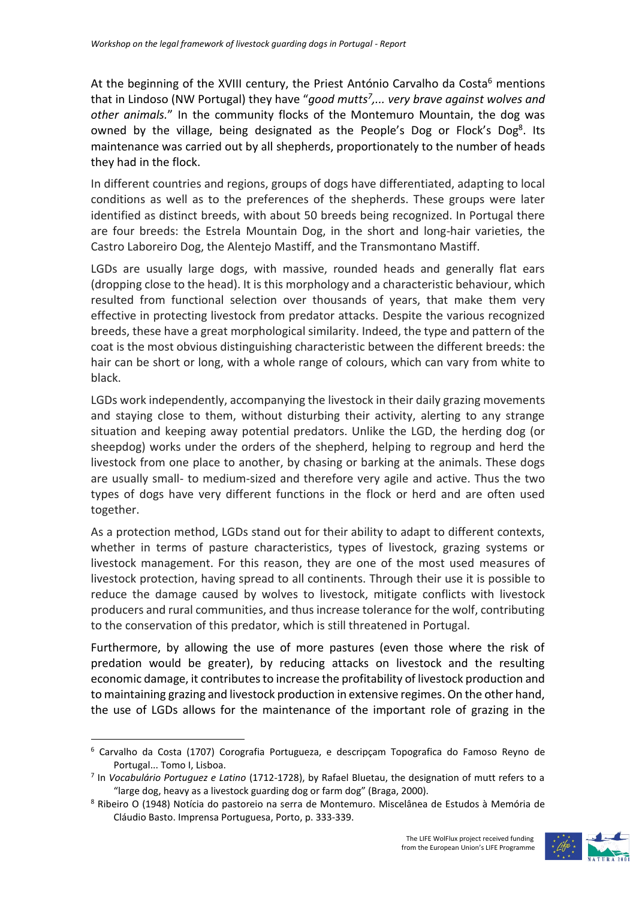At the beginning of the XVIII century, the Priest António Carvalho da Costa[6] mentions that in Lindoso (NW Portugal) they have "*good mutts*[7]*,... very brave against wolves and other animals.*" In the community flocks of the Montemuro Mountain, the dog was owned by the village, being designated as the People's Dog or Flock's Dog[8]. Its maintenance was carried out by all shepherds, proportionately to the number of heads they had in the flock.

In different countries and regions, groups of dogs have differentiated, adapting to local conditions as well as to the preferences of the shepherds. These groups were later identified as distinct breeds, with about 50 breeds being recognized. In Portugal there are four breeds: the Estrela Mountain Dog, in the short and long-hair varieties, the Castro Laboreiro Dog, the Alentejo Mastiff, and the Transmontano Mastiff.

LGDs are usually large dogs, with massive, rounded heads and generally flat ears (dropping close to the head). It is this morphology and a characteristic behaviour, which resulted from functional selection over thousands of years, that make them very effective in protecting livestock from predator attacks. Despite the various recognized breeds, these have a great morphological similarity. Indeed, the type and pattern of the coat is the most obvious distinguishing characteristic between the different breeds: the hair can be short or long, with a whole range of colours, which can vary from white to black.

LGDs work independently, accompanying the livestock in their daily grazing movements and staying close to them, without disturbing their activity, alerting to any strange situation and keeping away potential predators. Unlike the LGD, the herding dog (or sheepdog) works under the orders of the shepherd, helping to regroup and herd the livestock from one place to another, by chasing or barking at the animals. These dogs are usually small- to medium-sized and therefore very agile and active. Thus the two types of dogs have very different functions in the flock or herd and are often used together.

As a protection method, LGDs stand out for their ability to adapt to different contexts, whether in terms of pasture characteristics, types of livestock, grazing systems or livestock management. For this reason, they are one of the most used measures of livestock protection, having spread to all continents. Through their use it is possible to reduce the damage caused by wolves to livestock, mitigate conflicts with livestock producers and rural communities, and thus increase tolerance for the wolf, contributing to the conservation of this predator, which is still threatened in Portugal.

Furthermore, by allowing the use of more pastures (even those where the risk of predation would be greater), by reducing attacks on livestock and the resulting economic damage, it contributes to increase the profitability of livestock production and to maintaining grazing and livestock production in extensive regimes. On the other hand, the use of LGDs allows for the maintenance of the important role of grazing in the

---

[6] Carvalho da Costa (1707) Corografia Portugueza, e descripçam Topografica do Famoso Reyno de Portugal... Tomo I, Lisboa.

[7] In *Vocabulário Portuguez e Latino* (1712-1728), by Rafael Bluetau, the designation of mutt refers to a "large dog, heavy as a livestock guarding dog or farm dog" (Braga, 2000).

[8] Ribeiro O (1948) Notícia do pastoreio na serra de Montemuro. Miscelânea de Estudos à Memória de Cláudio Basto. Imprensa Portuguesa, Porto, p. 333-339.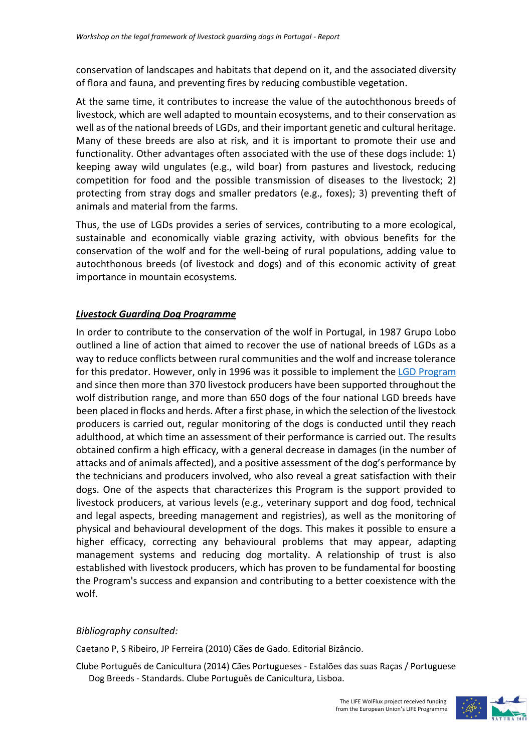conservation of landscapes and habitats that depend on it, and the associated diversity of flora and fauna, and preventing fires by reducing combustible vegetation.

At the same time, it contributes to increase the value of the autochthonous breeds of livestock, which are well adapted to mountain ecosystems, and to their conservation as well as of the national breeds of LGDs, and their important genetic and cultural heritage. Many of these breeds are also at risk, and it is important to promote their use and functionality. Other advantages often associated with the use of these dogs include: 1) keeping away wild ungulates (e.g., wild boar) from pastures and livestock, reducing competition for food and the possible transmission of diseases to the livestock; 2) protecting from stray dogs and smaller predators (e.g., foxes); 3) preventing theft of animals and material from the farms.

Thus, the use of LGDs provides a series of services, contributing to a more ecological, sustainable and economically viable grazing activity, with obvious benefits for the conservation of the wolf and for the well-being of rural populations, adding value to autochthonous breeds (of livestock and dogs) and of this economic activity of great importance in mountain ecosystems.

### ***Livestock Guarding Dog Programme***

In order to contribute to the conservation of the wolf in Portugal, in 1987 Grupo Lobo outlined a line of action that aimed to recover the use of national breeds of LGDs as a way to reduce conflicts between rural communities and the wolf and increase tolerance for this predator. However, only in 1996 was it possible to implement the LGD Program and since then more than 370 livestock producers have been supported throughout the wolf distribution range, and more than 650 dogs of the four national LGD breeds have been placed in flocks and herds. After a first phase, in which the selection of the livestock producers is carried out, regular monitoring of the dogs is conducted until they reach adulthood, at which time an assessment of their performance is carried out. The results obtained confirm a high efficacy, with a general decrease in damages (in the number of attacks and of animals affected), and a positive assessment of the dog's performance by the technicians and producers involved, who also reveal a great satisfaction with their dogs. One of the aspects that characterizes this Program is the support provided to livestock producers, at various levels (e.g., veterinary support and dog food, technical and legal aspects, breeding management and registries), as well as the monitoring of physical and behavioural development of the dogs. This makes it possible to ensure a higher efficacy, correcting any behavioural problems that may appear, adapting management systems and reducing dog mortality. A relationship of trust is also established with livestock producers, which has proven to be fundamental for boosting the Program's success and expansion and contributing to a better coexistence with the wolf.

*Bibliography consulted:*

Caetano P, S Ribeiro, JP Ferreira (2010) Cães de Gado. Editorial Bizâncio.

Clube Português de Canicultura (2014) Cães Portugueses - Estalões das suas Raças / Portuguese Dog Breeds - Standards. Clube Português de Canicultura, Lisboa.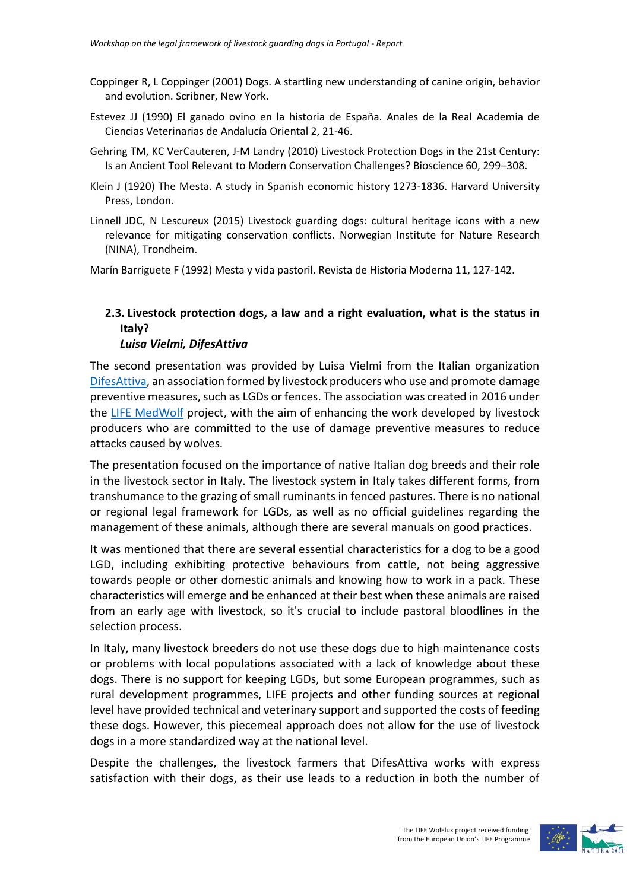Coppinger R, L Coppinger (2001) Dogs. A startling new understanding of canine origin, behavior and evolution. Scribner, New York.

Estevez JJ (1990) El ganado ovino en la historia de España. Anales de la Real Academia de Ciencias Veterinarias de Andalucía Oriental 2, 21-46.

Gehring TM, KC VerCauteren, J-M Landry (2010) Livestock Protection Dogs in the 21st Century: Is an Ancient Tool Relevant to Modern Conservation Challenges? Bioscience 60, 299–308.

Klein J (1920) The Mesta. A study in Spanish economic history 1273-1836. Harvard University Press, London.

Linnell JDC, N Lescureux (2015) Livestock guarding dogs: cultural heritage icons with a new relevance for mitigating conservation conflicts. Norwegian Institute for Nature Research (NINA), Trondheim.

Marín Barriguete F (1992) Mesta y vida pastoril. Revista de Historia Moderna 11, 127-142.

### 2.3. Livestock protection dogs, a law and a right evaluation, what is the status in Italy?

***Luisa Vielmi, DifesAttiva***

The second presentation was provided by Luisa Vielmi from the Italian organization DifesAttiva, an association formed by livestock producers who use and promote damage preventive measures, such as LGDs or fences. The association was created in 2016 under the LIFE MedWolf project, with the aim of enhancing the work developed by livestock producers who are committed to the use of damage preventive measures to reduce attacks caused by wolves.

The presentation focused on the importance of native Italian dog breeds and their role in the livestock sector in Italy. The livestock system in Italy takes different forms, from transhumance to the grazing of small ruminants in fenced pastures. There is no national or regional legal framework for LGDs, as well as no official guidelines regarding the management of these animals, although there are several manuals on good practices.

It was mentioned that there are several essential characteristics for a dog to be a good LGD, including exhibiting protective behaviours from cattle, not being aggressive towards people or other domestic animals and knowing how to work in a pack. These characteristics will emerge and be enhanced at their best when these animals are raised from an early age with livestock, so it's crucial to include pastoral bloodlines in the selection process.

In Italy, many livestock breeders do not use these dogs due to high maintenance costs or problems with local populations associated with a lack of knowledge about these dogs. There is no support for keeping LGDs, but some European programmes, such as rural development programmes, LIFE projects and other funding sources at regional level have provided technical and veterinary support and supported the costs of feeding these dogs. However, this piecemeal approach does not allow for the use of livestock dogs in a more standardized way at the national level.

Despite the challenges, the livestock farmers that DifesAttiva works with express satisfaction with their dogs, as their use leads to a reduction in both the number of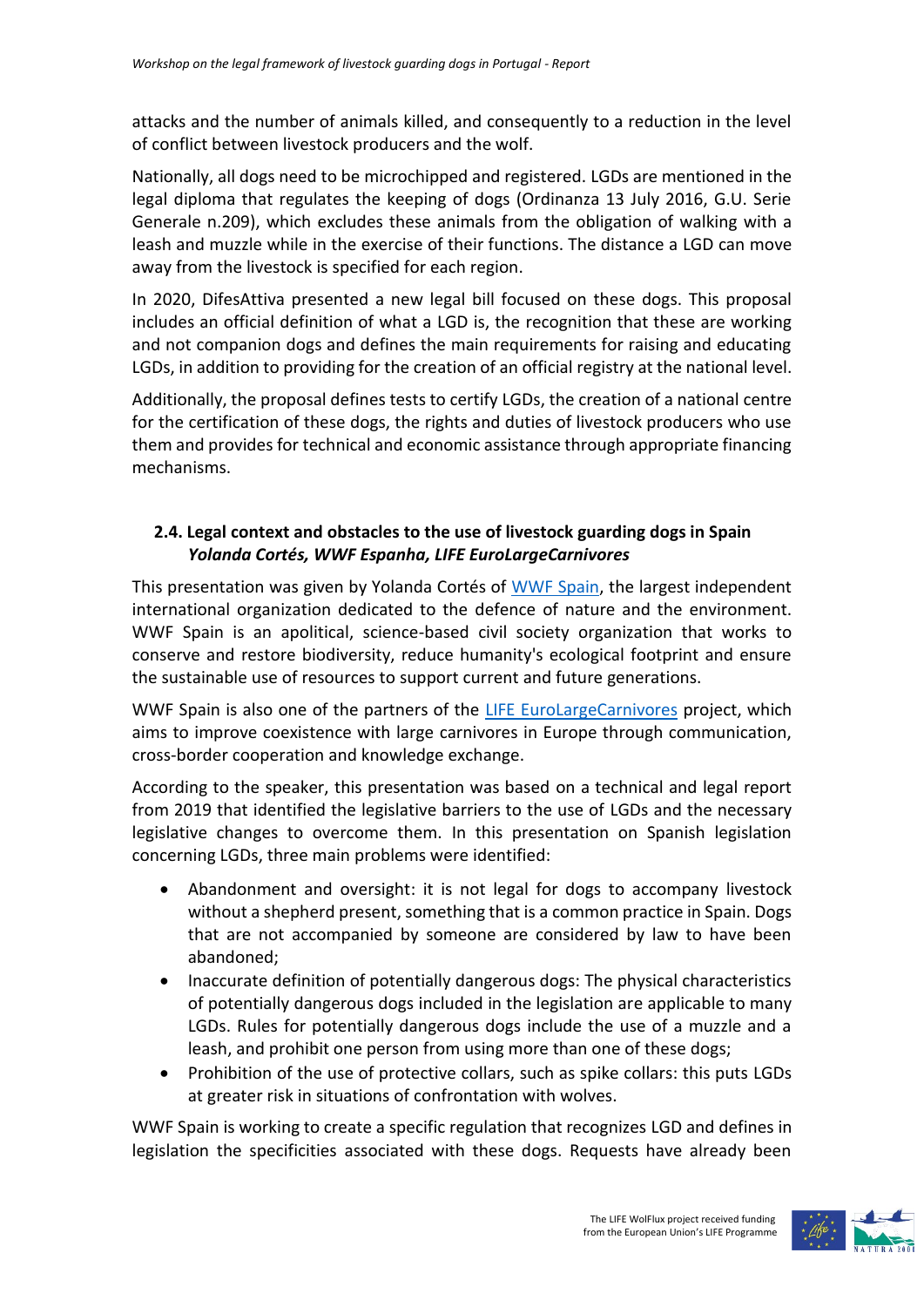attacks and the number of animals killed, and consequently to a reduction in the level of conflict between livestock producers and the wolf.

Nationally, all dogs need to be microchipped and registered. LGDs are mentioned in the legal diploma that regulates the keeping of dogs (Ordinanza 13 July 2016, G.U. Serie Generale n.209), which excludes these animals from the obligation of walking with a leash and muzzle while in the exercise of their functions. The distance a LGD can move away from the livestock is specified for each region.

In 2020, DifesAttiva presented a new legal bill focused on these dogs. This proposal includes an official definition of what a LGD is, the recognition that these are working and not companion dogs and defines the main requirements for raising and educating LGDs, in addition to providing for the creation of an official registry at the national level.

Additionally, the proposal defines tests to certify LGDs, the creation of a national centre for the certification of these dogs, the rights and duties of livestock producers who use them and provides for technical and economic assistance through appropriate financing mechanisms.

### 2.4. Legal context and obstacles to the use of livestock guarding dogs in Spain

***Yolanda Cortés, WWF Espanha, LIFE EuroLargeCarnivores***

This presentation was given by Yolanda Cortés of WWF Spain, the largest independent international organization dedicated to the defence of nature and the environment. WWF Spain is an apolitical, science-based civil society organization that works to conserve and restore biodiversity, reduce humanity's ecological footprint and ensure the sustainable use of resources to support current and future generations.

WWF Spain is also one of the partners of the LIFE EuroLargeCarnivores project, which aims to improve coexistence with large carnivores in Europe through communication, cross-border cooperation and knowledge exchange.

According to the speaker, this presentation was based on a technical and legal report from 2019 that identified the legislative barriers to the use of LGDs and the necessary legislative changes to overcome them. In this presentation on Spanish legislation concerning LGDs, three main problems were identified:

- Abandonment and oversight: it is not legal for dogs to accompany livestock without a shepherd present, something that is a common practice in Spain. Dogs that are not accompanied by someone are considered by law to have been abandoned;
- Inaccurate definition of potentially dangerous dogs: The physical characteristics of potentially dangerous dogs included in the legislation are applicable to many LGDs. Rules for potentially dangerous dogs include the use of a muzzle and a leash, and prohibit one person from using more than one of these dogs;
- Prohibition of the use of protective collars, such as spike collars: this puts LGDs at greater risk in situations of confrontation with wolves.

WWF Spain is working to create a specific regulation that recognizes LGD and defines in legislation the specificities associated with these dogs. Requests have already been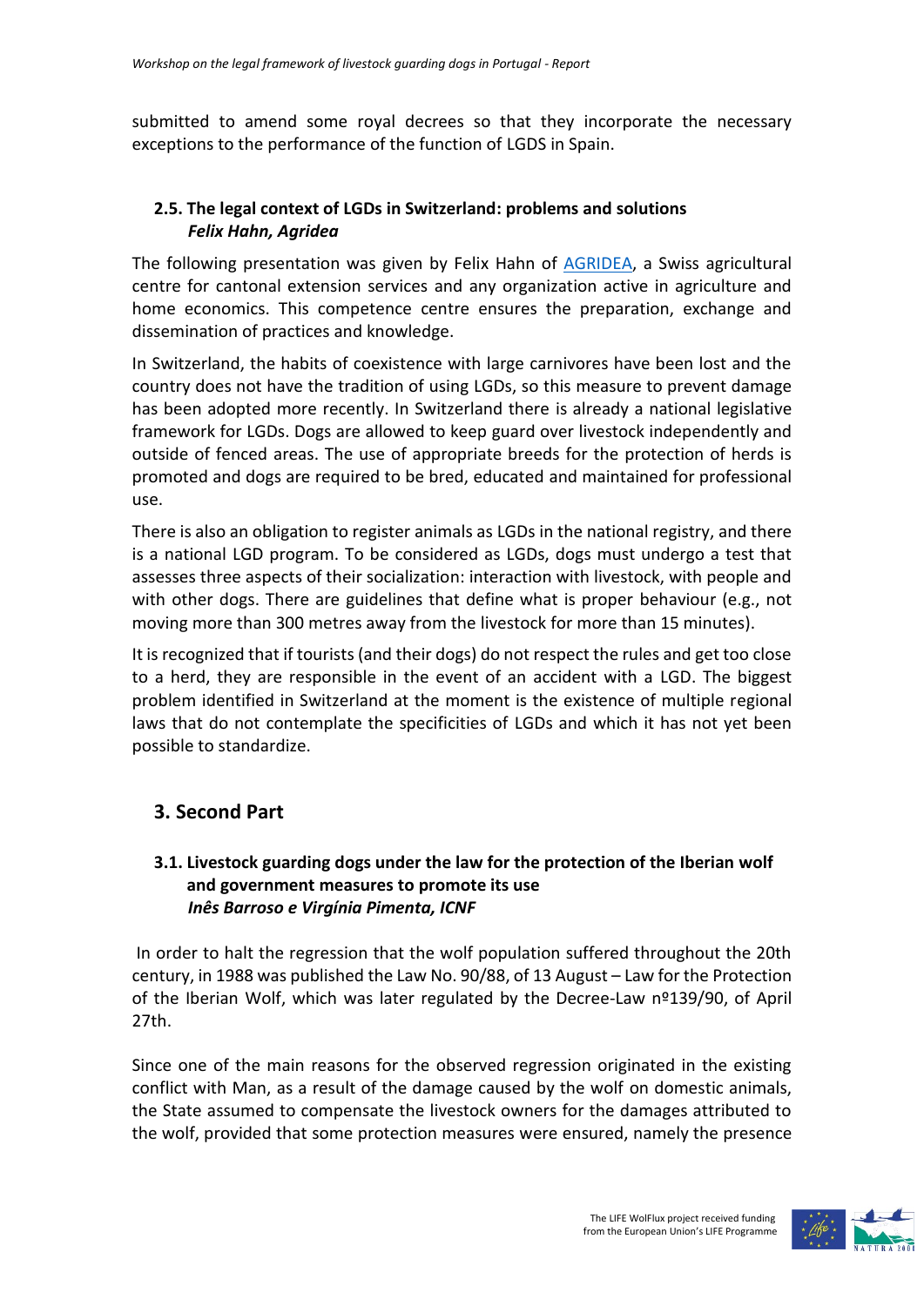submitted to amend some royal decrees so that they incorporate the necessary exceptions to the performance of the function of LGDS in Spain.

### 2.5. The legal context of LGDs in Switzerland: problems and solutions
***Felix Hahn, Agridea***

The following presentation was given by Felix Hahn of AGRIDEA, a Swiss agricultural centre for cantonal extension services and any organization active in agriculture and home economics. This competence centre ensures the preparation, exchange and dissemination of practices and knowledge.

In Switzerland, the habits of coexistence with large carnivores have been lost and the country does not have the tradition of using LGDs, so this measure to prevent damage has been adopted more recently. In Switzerland there is already a national legislative framework for LGDs. Dogs are allowed to keep guard over livestock independently and outside of fenced areas. The use of appropriate breeds for the protection of herds is promoted and dogs are required to be bred, educated and maintained for professional use.

There is also an obligation to register animals as LGDs in the national registry, and there is a national LGD program. To be considered as LGDs, dogs must undergo a test that assesses three aspects of their socialization: interaction with livestock, with people and with other dogs. There are guidelines that define what is proper behaviour (e.g., not moving more than 300 metres away from the livestock for more than 15 minutes).

It is recognized that if tourists (and their dogs) do not respect the rules and get too close to a herd, they are responsible in the event of an accident with a LGD. The biggest problem identified in Switzerland at the moment is the existence of multiple regional laws that do not contemplate the specificities of LGDs and which it has not yet been possible to standardize.

## 3. Second Part

### 3.1. Livestock guarding dogs under the law for the protection of the Iberian wolf and government measures to promote its use
***Inês Barroso e Virgínia Pimenta, ICNF***

In order to halt the regression that the wolf population suffered throughout the 20th century, in 1988 was published the Law No. 90/88, of 13 August – Law for the Protection of the Iberian Wolf, which was later regulated by the Decree-Law nº139/90, of April 27th.

Since one of the main reasons for the observed regression originated in the existing conflict with Man, as a result of the damage caused by the wolf on domestic animals, the State assumed to compensate the livestock owners for the damages attributed to the wolf, provided that some protection measures were ensured, namely the presence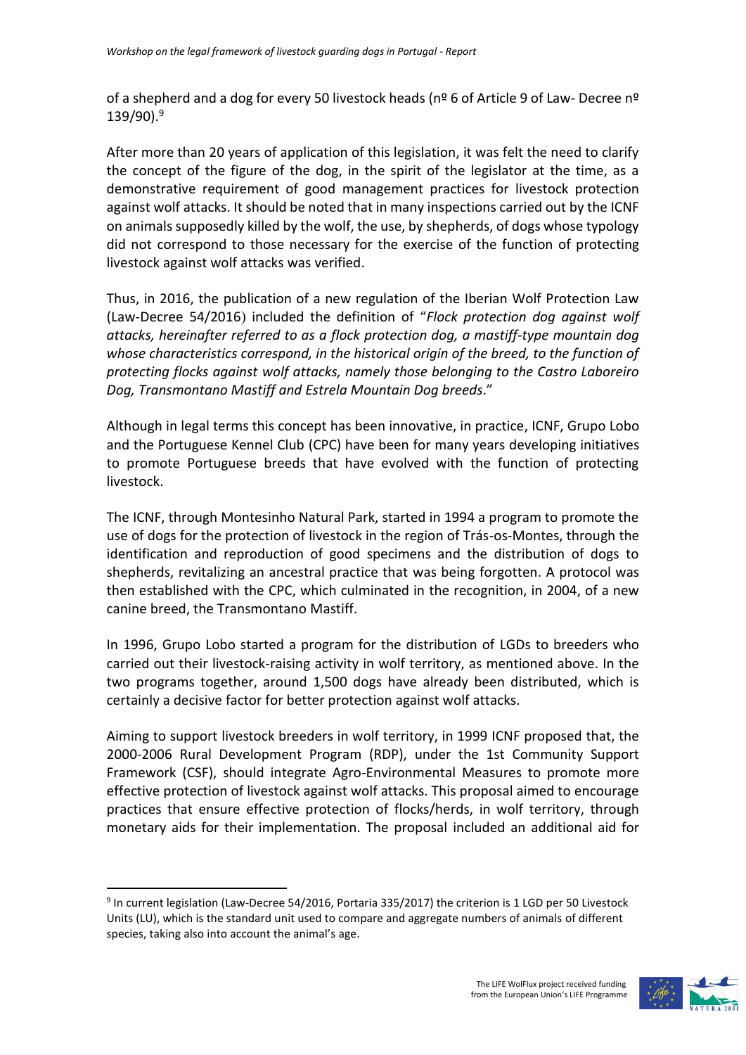of a shepherd and a dog for every 50 livestock heads (nº 6 of Article 9 of Law- Decree nº 139/90).[9]

After more than 20 years of application of this legislation, it was felt the need to clarify the concept of the figure of the dog, in the spirit of the legislator at the time, as a demonstrative requirement of good management practices for livestock protection against wolf attacks. It should be noted that in many inspections carried out by the ICNF on animals supposedly killed by the wolf, the use, by shepherds, of dogs whose typology did not correspond to those necessary for the exercise of the function of protecting livestock against wolf attacks was verified.

Thus, in 2016, the publication of a new regulation of the Iberian Wolf Protection Law (Law-Decree 54/2016) included the definition of "*Flock protection dog against wolf attacks, hereinafter referred to as a flock protection dog, a mastiff-type mountain dog whose characteristics correspond, in the historical origin of the breed, to the function of protecting flocks against wolf attacks, namely those belonging to the Castro Laboreiro Dog, Transmontano Mastiff and Estrela Mountain Dog breeds*."

Although in legal terms this concept has been innovative, in practice, ICNF, Grupo Lobo and the Portuguese Kennel Club (CPC) have been for many years developing initiatives to promote Portuguese breeds that have evolved with the function of protecting livestock.

The ICNF, through Montesinho Natural Park, started in 1994 a program to promote the use of dogs for the protection of livestock in the region of Trás-os-Montes, through the identification and reproduction of good specimens and the distribution of dogs to shepherds, revitalizing an ancestral practice that was being forgotten. A protocol was then established with the CPC, which culminated in the recognition, in 2004, of a new canine breed, the Transmontano Mastiff.

In 1996, Grupo Lobo started a program for the distribution of LGDs to breeders who carried out their livestock-raising activity in wolf territory, as mentioned above. In the two programs together, around 1,500 dogs have already been distributed, which is certainly a decisive factor for better protection against wolf attacks.

Aiming to support livestock breeders in wolf territory, in 1999 ICNF proposed that, the 2000-2006 Rural Development Program (RDP), under the 1st Community Support Framework (CSF), should integrate Agro-Environmental Measures to promote more effective protection of livestock against wolf attacks. This proposal aimed to encourage practices that ensure effective protection of flocks/herds, in wolf territory, through monetary aids for their implementation. The proposal included an additional aid for

---

[9] In current legislation (Law-Decree 54/2016, Portaria 335/2017) the criterion is 1 LGD per 50 Livestock Units (LU), which is the standard unit used to compare and aggregate numbers of animals of different species, taking also into account the animal's age.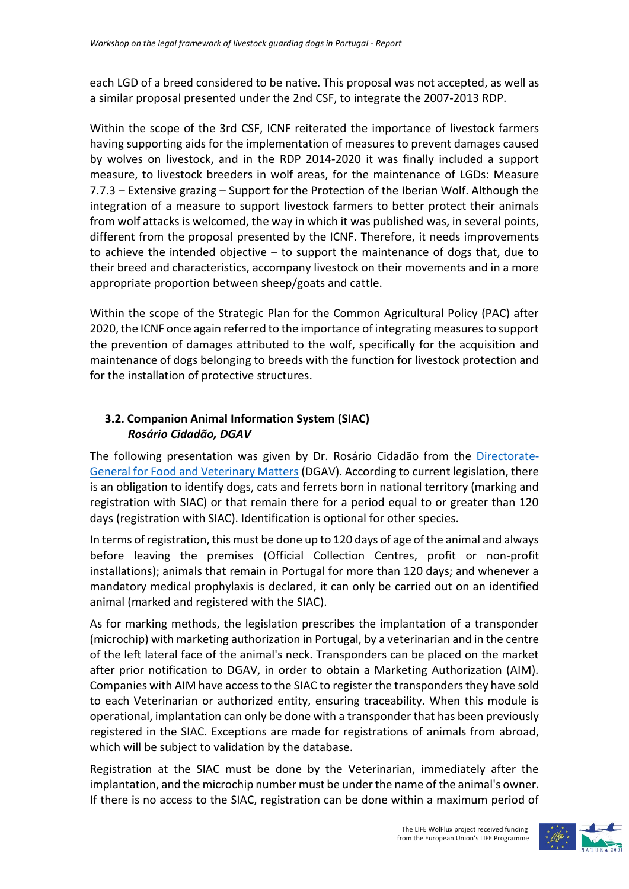each LGD of a breed considered to be native. This proposal was not accepted, as well as a similar proposal presented under the 2nd CSF, to integrate the 2007-2013 RDP.

Within the scope of the 3rd CSF, ICNF reiterated the importance of livestock farmers having supporting aids for the implementation of measures to prevent damages caused by wolves on livestock, and in the RDP 2014-2020 it was finally included a support measure, to livestock breeders in wolf areas, for the maintenance of LGDs: Measure 7.7.3 – Extensive grazing – Support for the Protection of the Iberian Wolf. Although the integration of a measure to support livestock farmers to better protect their animals from wolf attacks is welcomed, the way in which it was published was, in several points, different from the proposal presented by the ICNF. Therefore, it needs improvements to achieve the intended objective – to support the maintenance of dogs that, due to their breed and characteristics, accompany livestock on their movements and in a more appropriate proportion between sheep/goats and cattle.

Within the scope of the Strategic Plan for the Common Agricultural Policy (PAC) after 2020, the ICNF once again referred to the importance of integrating measures to support the prevention of damages attributed to the wolf, specifically for the acquisition and maintenance of dogs belonging to breeds with the function for livestock protection and for the installation of protective structures.

### 3.2. Companion Animal Information System (SIAC)

***Rosário Cidadão, DGAV***

The following presentation was given by Dr. Rosário Cidadão from the Directorate-General for Food and Veterinary Matters (DGAV). According to current legislation, there is an obligation to identify dogs, cats and ferrets born in national territory (marking and registration with SIAC) or that remain there for a period equal to or greater than 120 days (registration with SIAC). Identification is optional for other species.

In terms of registration, this must be done up to 120 days of age of the animal and always before leaving the premises (Official Collection Centres, profit or non-profit installations); animals that remain in Portugal for more than 120 days; and whenever a mandatory medical prophylaxis is declared, it can only be carried out on an identified animal (marked and registered with the SIAC).

As for marking methods, the legislation prescribes the implantation of a transponder (microchip) with marketing authorization in Portugal, by a veterinarian and in the centre of the left lateral face of the animal's neck. Transponders can be placed on the market after prior notification to DGAV, in order to obtain a Marketing Authorization (AIM). Companies with AIM have access to the SIAC to register the transponders they have sold to each Veterinarian or authorized entity, ensuring traceability. When this module is operational, implantation can only be done with a transponder that has previously registered in the SIAC. Exceptions are made for registrations of animals from abroad, which will be subject to validation by the database.

Registration at the SIAC must be done by the Veterinarian, immediately after the implantation, and the microchip number must be under the name of the animal's owner. If there is no access to the SIAC, registration can be done within a maximum period of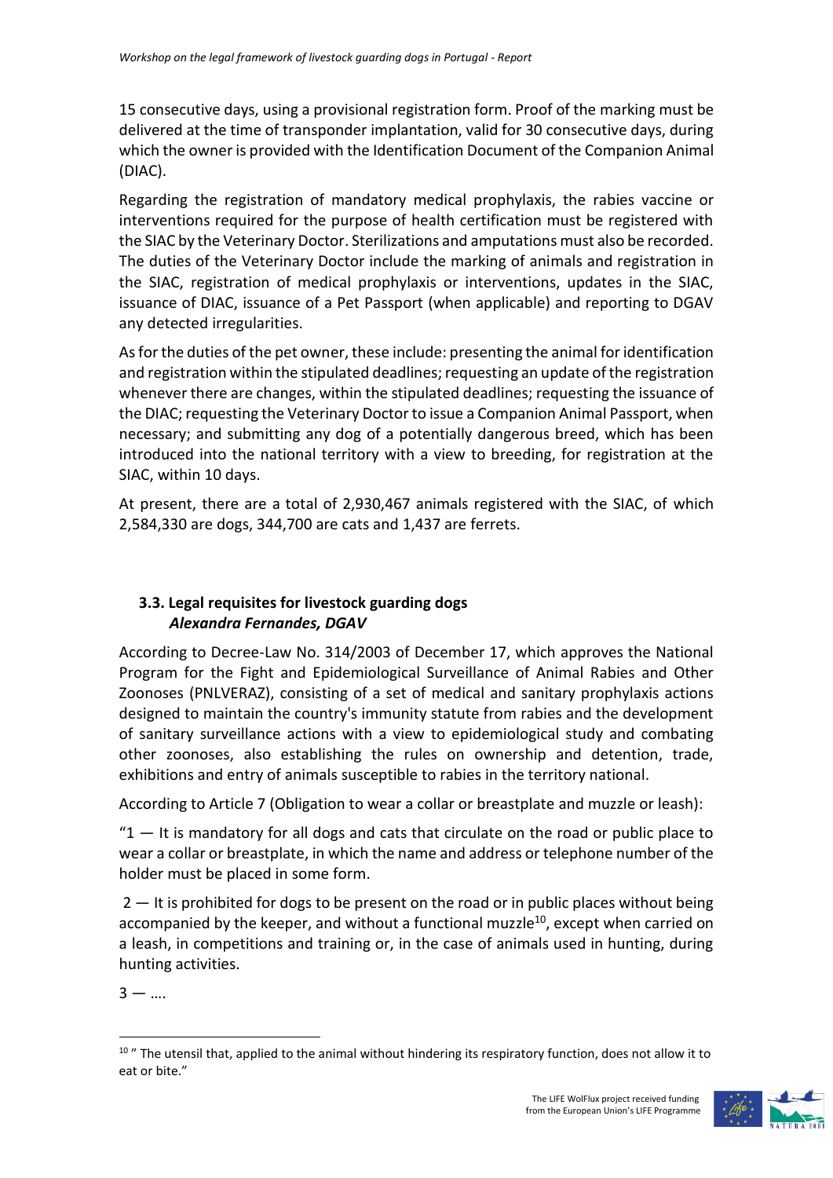15 consecutive days, using a provisional registration form. Proof of the marking must be delivered at the time of transponder implantation, valid for 30 consecutive days, during which the owner is provided with the Identification Document of the Companion Animal (DIAC).

Regarding the registration of mandatory medical prophylaxis, the rabies vaccine or interventions required for the purpose of health certification must be registered with the SIAC by the Veterinary Doctor. Sterilizations and amputations must also be recorded. The duties of the Veterinary Doctor include the marking of animals and registration in the SIAC, registration of medical prophylaxis or interventions, updates in the SIAC, issuance of DIAC, issuance of a Pet Passport (when applicable) and reporting to DGAV any detected irregularities.

As for the duties of the pet owner, these include: presenting the animal for identification and registration within the stipulated deadlines; requesting an update of the registration whenever there are changes, within the stipulated deadlines; requesting the issuance of the DIAC; requesting the Veterinary Doctor to issue a Companion Animal Passport, when necessary; and submitting any dog of a potentially dangerous breed, which has been introduced into the national territory with a view to breeding, for registration at the SIAC, within 10 days.

At present, there are a total of 2,930,467 animals registered with the SIAC, of which 2,584,330 are dogs, 344,700 are cats and 1,437 are ferrets.

### 3.3. Legal requisites for livestock guarding dogs

***Alexandra Fernandes, DGAV***

According to Decree-Law No. 314/2003 of December 17, which approves the National Program for the Fight and Epidemiological Surveillance of Animal Rabies and Other Zoonoses (PNLVERAZ), consisting of a set of medical and sanitary prophylaxis actions designed to maintain the country's immunity statute from rabies and the development of sanitary surveillance actions with a view to epidemiological study and combating other zoonoses, also establishing the rules on ownership and detention, trade, exhibitions and entry of animals susceptible to rabies in the territory national.

According to Article 7 (Obligation to wear a collar or breastplate and muzzle or leash):

"1 — It is mandatory for all dogs and cats that circulate on the road or public place to wear a collar or breastplate, in which the name and address or telephone number of the holder must be placed in some form.

2 — It is prohibited for dogs to be present on the road or in public places without being accompanied by the keeper, and without a functional muzzle[10], except when carried on a leash, in competitions and training or, in the case of animals used in hunting, during hunting activities.

3 — ….

---

[10] " The utensil that, applied to the animal without hindering its respiratory function, does not allow it to eat or bite."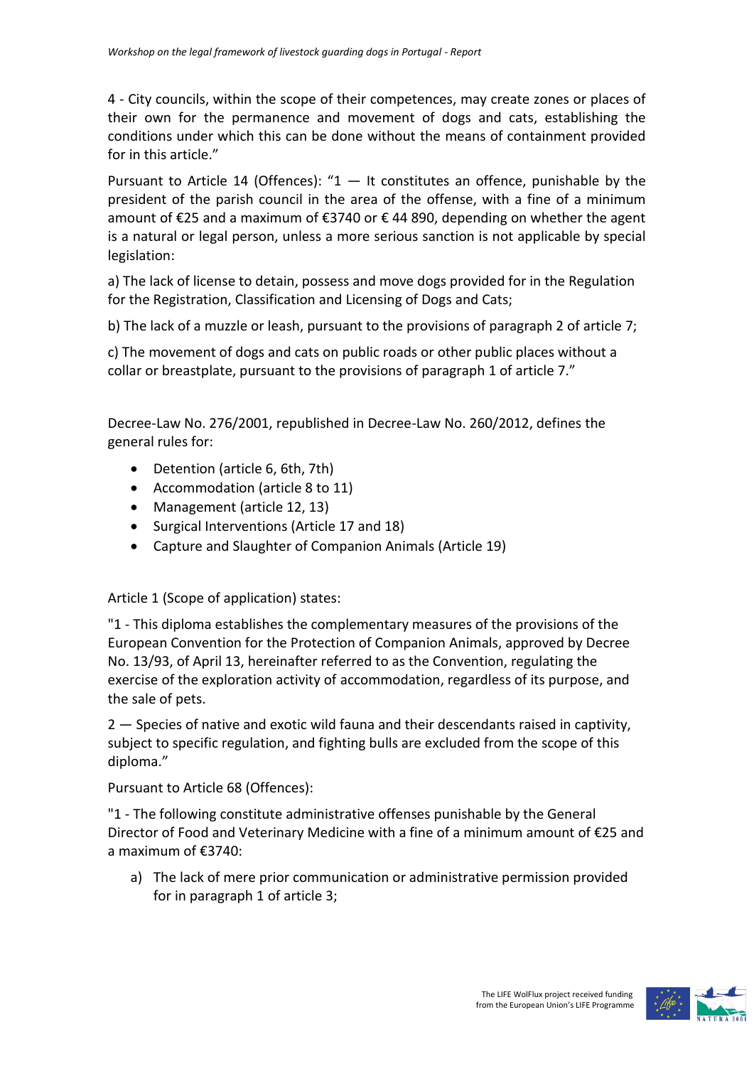4 - City councils, within the scope of their competences, may create zones or places of their own for the permanence and movement of dogs and cats, establishing the conditions under which this can be done without the means of containment provided for in this article."

Pursuant to Article 14 (Offences): "1 — It constitutes an offence, punishable by the president of the parish council in the area of the offense, with a fine of a minimum amount of €25 and a maximum of €3740 or € 44 890, depending on whether the agent is a natural or legal person, unless a more serious sanction is not applicable by special legislation:

a) The lack of license to detain, possess and move dogs provided for in the Regulation for the Registration, Classification and Licensing of Dogs and Cats;

b) The lack of a muzzle or leash, pursuant to the provisions of paragraph 2 of article 7;

c) The movement of dogs and cats on public roads or other public places without a collar or breastplate, pursuant to the provisions of paragraph 1 of article 7."

Decree-Law No. 276/2001, republished in Decree-Law No. 260/2012, defines the general rules for:

- Detention (article 6, 6th, 7th)
- Accommodation (article 8 to 11)
- Management (article 12, 13)
- Surgical Interventions (Article 17 and 18)
- Capture and Slaughter of Companion Animals (Article 19)

Article 1 (Scope of application) states:

"1 - This diploma establishes the complementary measures of the provisions of the European Convention for the Protection of Companion Animals, approved by Decree No. 13/93, of April 13, hereinafter referred to as the Convention, regulating the exercise of the exploration activity of accommodation, regardless of its purpose, and the sale of pets.

2 — Species of native and exotic wild fauna and their descendants raised in captivity, subject to specific regulation, and fighting bulls are excluded from the scope of this diploma."

Pursuant to Article 68 (Offences):

"1 - The following constitute administrative offenses punishable by the General Director of Food and Veterinary Medicine with a fine of a minimum amount of €25 and a maximum of €3740:

a) The lack of mere prior communication or administrative permission provided for in paragraph 1 of article 3;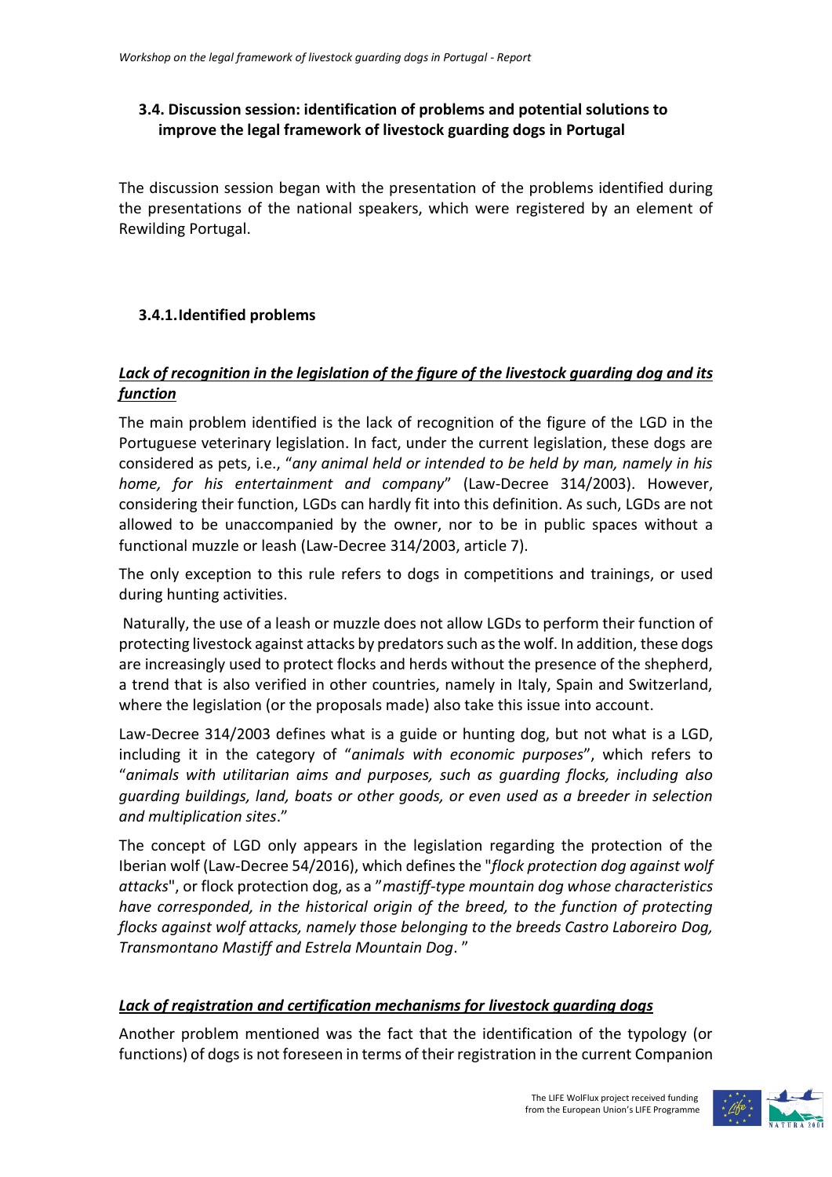### 3.4. Discussion session: identification of problems and potential solutions to improve the legal framework of livestock guarding dogs in Portugal

The discussion session began with the presentation of the problems identified during the presentations of the national speakers, which were registered by an element of Rewilding Portugal.

#### 3.4.1. Identified problems

***Lack of recognition in the legislation of the figure of the livestock guarding dog and its function***

The main problem identified is the lack of recognition of the figure of the LGD in the Portuguese veterinary legislation. In fact, under the current legislation, these dogs are considered as pets, i.e., "*any animal held or intended to be held by man, namely in his home, for his entertainment and company*" (Law-Decree 314/2003). However, considering their function, LGDs can hardly fit into this definition. As such, LGDs are not allowed to be unaccompanied by the owner, nor to be in public spaces without a functional muzzle or leash (Law-Decree 314/2003, article 7).

The only exception to this rule refers to dogs in competitions and trainings, or used during hunting activities.

Naturally, the use of a leash or muzzle does not allow LGDs to perform their function of protecting livestock against attacks by predators such as the wolf. In addition, these dogs are increasingly used to protect flocks and herds without the presence of the shepherd, a trend that is also verified in other countries, namely in Italy, Spain and Switzerland, where the legislation (or the proposals made) also take this issue into account.

Law-Decree 314/2003 defines what is a guide or hunting dog, but not what is a LGD, including it in the category of "*animals with economic purposes*", which refers to "*animals with utilitarian aims and purposes, such as guarding flocks, including also guarding buildings, land, boats or other goods, or even used as a breeder in selection and multiplication sites*."

The concept of LGD only appears in the legislation regarding the protection of the Iberian wolf (Law-Decree 54/2016), which defines the "*flock protection dog against wolf attacks*", or flock protection dog, as a "*mastiff-type mountain dog whose characteristics have corresponded, in the historical origin of the breed, to the function of protecting flocks against wolf attacks, namely those belonging to the breeds Castro Laboreiro Dog, Transmontano Mastiff and Estrela Mountain Dog.*"

***Lack of registration and certification mechanisms for livestock guarding dogs***

Another problem mentioned was the fact that the identification of the typology (or functions) of dogs is not foreseen in terms of their registration in the current Companion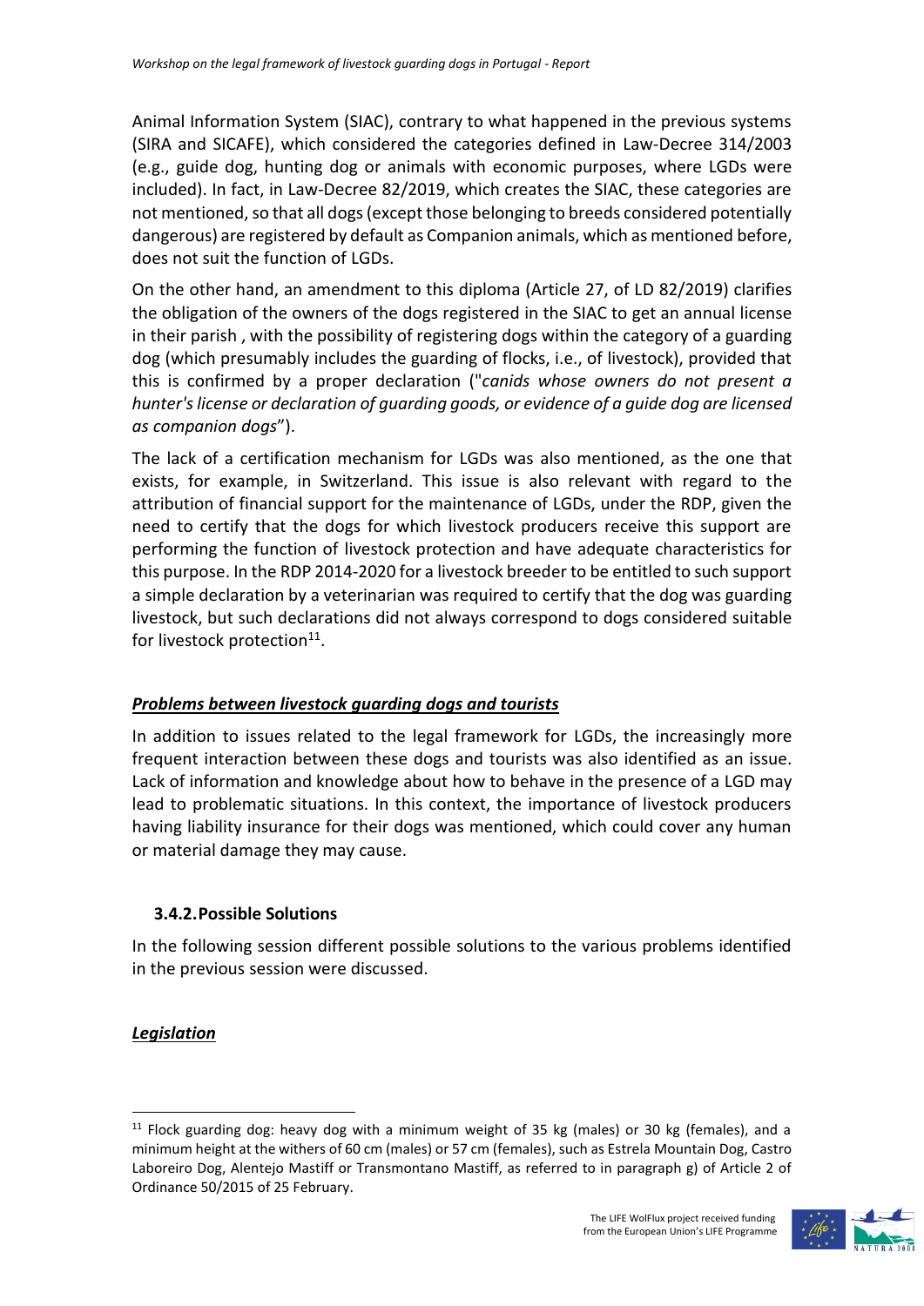Animal Information System (SIAC), contrary to what happened in the previous systems (SIRA and SICAFE), which considered the categories defined in Law-Decree 314/2003 (e.g., guide dog, hunting dog or animals with economic purposes, where LGDs were included). In fact, in Law-Decree 82/2019, which creates the SIAC, these categories are not mentioned, so that all dogs (except those belonging to breeds considered potentially dangerous) are registered by default as Companion animals, which as mentioned before, does not suit the function of LGDs.

On the other hand, an amendment to this diploma (Article 27, of LD 82/2019) clarifies the obligation of the owners of the dogs registered in the SIAC to get an annual license in their parish , with the possibility of registering dogs within the category of a guarding dog (which presumably includes the guarding of flocks, i.e., of livestock), provided that this is confirmed by a proper declaration ("*canids whose owners do not present a hunter's license or declaration of guarding goods, or evidence of a guide dog are licensed as companion dogs*").

The lack of a certification mechanism for LGDs was also mentioned, as the one that exists, for example, in Switzerland. This issue is also relevant with regard to the attribution of financial support for the maintenance of LGDs, under the RDP, given the need to certify that the dogs for which livestock producers receive this support are performing the function of livestock protection and have adequate characteristics for this purpose. In the RDP 2014-2020 for a livestock breeder to be entitled to such support a simple declaration by a veterinarian was required to certify that the dog was guarding livestock, but such declarations did not always correspond to dogs considered suitable for livestock protection[11].

***Problems between livestock guarding dogs and tourists***

In addition to issues related to the legal framework for LGDs, the increasingly more frequent interaction between these dogs and tourists was also identified as an issue. Lack of information and knowledge about how to behave in the presence of a LGD may lead to problematic situations. In this context, the importance of livestock producers having liability insurance for their dogs was mentioned, which could cover any human or material damage they may cause.

### 3.4.2. Possible Solutions

In the following session different possible solutions to the various problems identified in the previous session were discussed.

***Legislation***

[11] Flock guarding dog: heavy dog with a minimum weight of 35 kg (males) or 30 kg (females), and a minimum height at the withers of 60 cm (males) or 57 cm (females), such as Estrela Mountain Dog, Castro Laboreiro Dog, Alentejo Mastiff or Transmontano Mastiff, as referred to in paragraph g) of Article 2 of Ordinance 50/2015 of 25 February.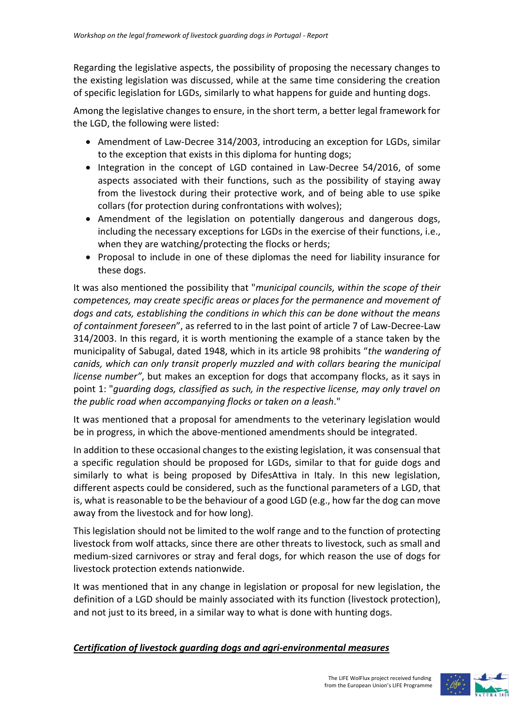Regarding the legislative aspects, the possibility of proposing the necessary changes to the existing legislation was discussed, while at the same time considering the creation of specific legislation for LGDs, similarly to what happens for guide and hunting dogs.

Among the legislative changes to ensure, in the short term, a better legal framework for the LGD, the following were listed:

- Amendment of Law-Decree 314/2003, introducing an exception for LGDs, similar to the exception that exists in this diploma for hunting dogs;
- Integration in the concept of LGD contained in Law-Decree 54/2016, of some aspects associated with their functions, such as the possibility of staying away from the livestock during their protective work, and of being able to use spike collars (for protection during confrontations with wolves);
- Amendment of the legislation on potentially dangerous and dangerous dogs, including the necessary exceptions for LGDs in the exercise of their functions, i.e., when they are watching/protecting the flocks or herds;
- Proposal to include in one of these diplomas the need for liability insurance for these dogs.

It was also mentioned the possibility that "*municipal councils, within the scope of their competences, may create specific areas or places for the permanence and movement of dogs and cats, establishing the conditions in which this can be done without the means of containment foreseen*", as referred to in the last point of article 7 of Law-Decree-Law 314/2003. In this regard, it is worth mentioning the example of a stance taken by the municipality of Sabugal, dated 1948, which in its article 98 prohibits "*the wandering of canids, which can only transit properly muzzled and with collars bearing the municipal license number"*, but makes an exception for dogs that accompany flocks, as it says in point 1: "*guarding dogs, classified as such, in the respective license, may only travel on the public road when accompanying flocks or taken on a leash*."

It was mentioned that a proposal for amendments to the veterinary legislation would be in progress, in which the above-mentioned amendments should be integrated.

In addition to these occasional changes to the existing legislation, it was consensual that a specific regulation should be proposed for LGDs, similar to that for guide dogs and similarly to what is being proposed by DifesAttiva in Italy. In this new legislation, different aspects could be considered, such as the functional parameters of a LGD, that is, what is reasonable to be the behaviour of a good LGD (e.g., how far the dog can move away from the livestock and for how long).

This legislation should not be limited to the wolf range and to the function of protecting livestock from wolf attacks, since there are other threats to livestock, such as small and medium-sized carnivores or stray and feral dogs, for which reason the use of dogs for livestock protection extends nationwide.

It was mentioned that in any change in legislation or proposal for new legislation, the definition of a LGD should be mainly associated with its function (livestock protection), and not just to its breed, in a similar way to what is done with hunting dogs.

***Certification of livestock guarding dogs and agri-environmental measures***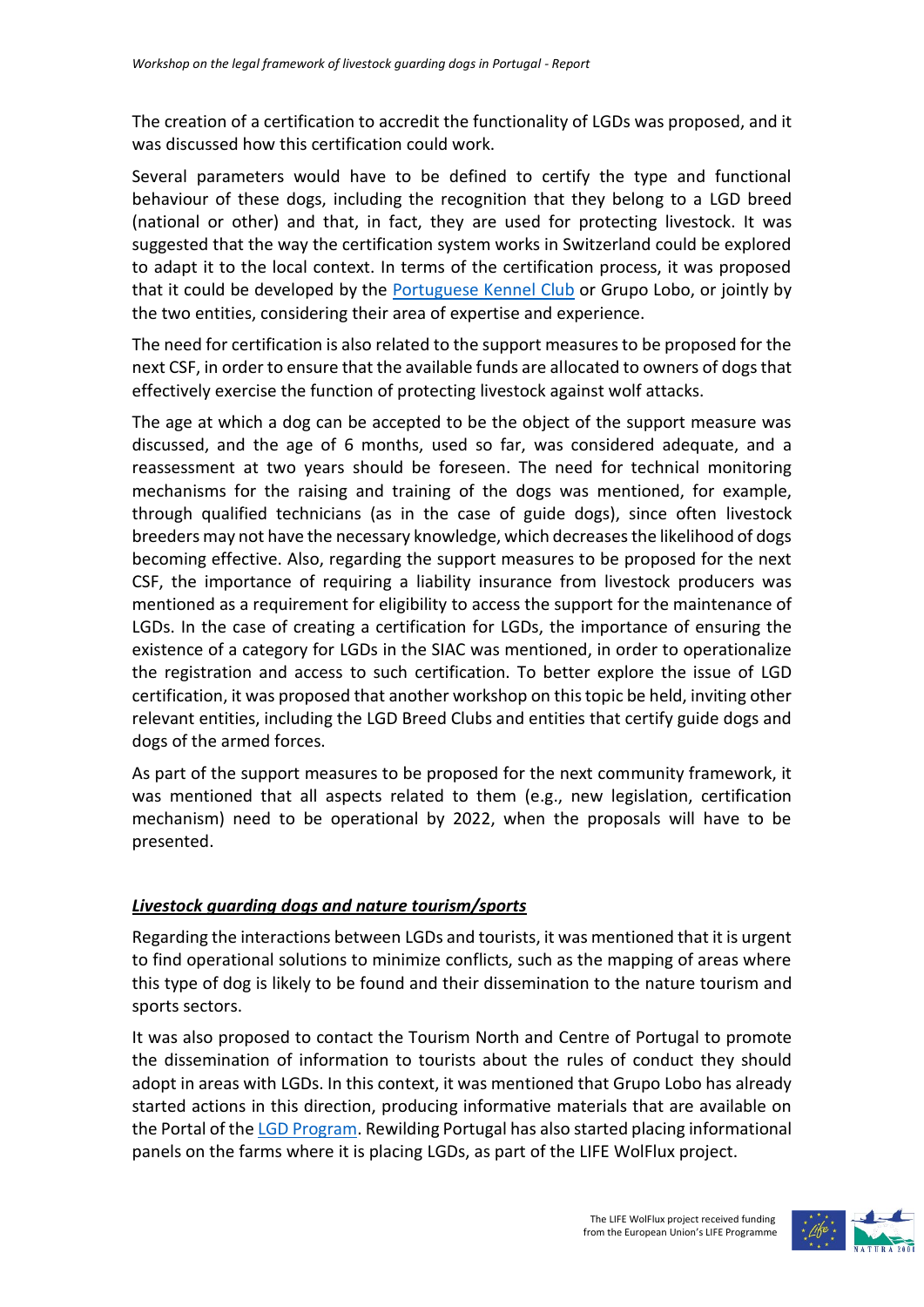The creation of a certification to accredit the functionality of LGDs was proposed, and it was discussed how this certification could work.

Several parameters would have to be defined to certify the type and functional behaviour of these dogs, including the recognition that they belong to a LGD breed (national or other) and that, in fact, they are used for protecting livestock. It was suggested that the way the certification system works in Switzerland could be explored to adapt it to the local context. In terms of the certification process, it was proposed that it could be developed by the Portuguese Kennel Club or Grupo Lobo, or jointly by the two entities, considering their area of expertise and experience.

The need for certification is also related to the support measures to be proposed for the next CSF, in order to ensure that the available funds are allocated to owners of dogs that effectively exercise the function of protecting livestock against wolf attacks.

The age at which a dog can be accepted to be the object of the support measure was discussed, and the age of 6 months, used so far, was considered adequate, and a reassessment at two years should be foreseen. The need for technical monitoring mechanisms for the raising and training of the dogs was mentioned, for example, through qualified technicians (as in the case of guide dogs), since often livestock breeders may not have the necessary knowledge, which decreases the likelihood of dogs becoming effective. Also, regarding the support measures to be proposed for the next CSF, the importance of requiring a liability insurance from livestock producers was mentioned as a requirement for eligibility to access the support for the maintenance of LGDs. In the case of creating a certification for LGDs, the importance of ensuring the existence of a category for LGDs in the SIAC was mentioned, in order to operationalize the registration and access to such certification. To better explore the issue of LGD certification, it was proposed that another workshop on this topic be held, inviting other relevant entities, including the LGD Breed Clubs and entities that certify guide dogs and dogs of the armed forces.

As part of the support measures to be proposed for the next community framework, it was mentioned that all aspects related to them (e.g., new legislation, certification mechanism) need to be operational by 2022, when the proposals will have to be presented.

***Livestock guarding dogs and nature tourism/sports***

Regarding the interactions between LGDs and tourists, it was mentioned that it is urgent to find operational solutions to minimize conflicts, such as the mapping of areas where this type of dog is likely to be found and their dissemination to the nature tourism and sports sectors.

It was also proposed to contact the Tourism North and Centre of Portugal to promote the dissemination of information to tourists about the rules of conduct they should adopt in areas with LGDs. In this context, it was mentioned that Grupo Lobo has already started actions in this direction, producing informative materials that are available on the Portal of the LGD Program. Rewilding Portugal has also started placing informational panels on the farms where it is placing LGDs, as part of the LIFE WolFlux project.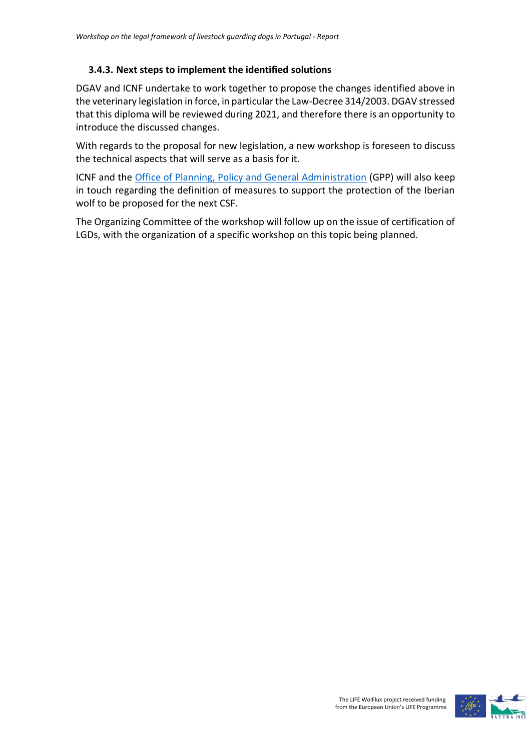### 3.4.3. Next steps to implement the identified solutions

DGAV and ICNF undertake to work together to propose the changes identified above in the veterinary legislation in force, in particular the Law-Decree 314/2003. DGAV stressed that this diploma will be reviewed during 2021, and therefore there is an opportunity to introduce the discussed changes.

With regards to the proposal for new legislation, a new workshop is foreseen to discuss the technical aspects that will serve as a basis for it.

ICNF and the Office of Planning, Policy and General Administration (GPP) will also keep in touch regarding the definition of measures to support the protection of the Iberian wolf to be proposed for the next CSF.

The Organizing Committee of the workshop will follow up on the issue of certification of LGDs, with the organization of a specific workshop on this topic being planned.